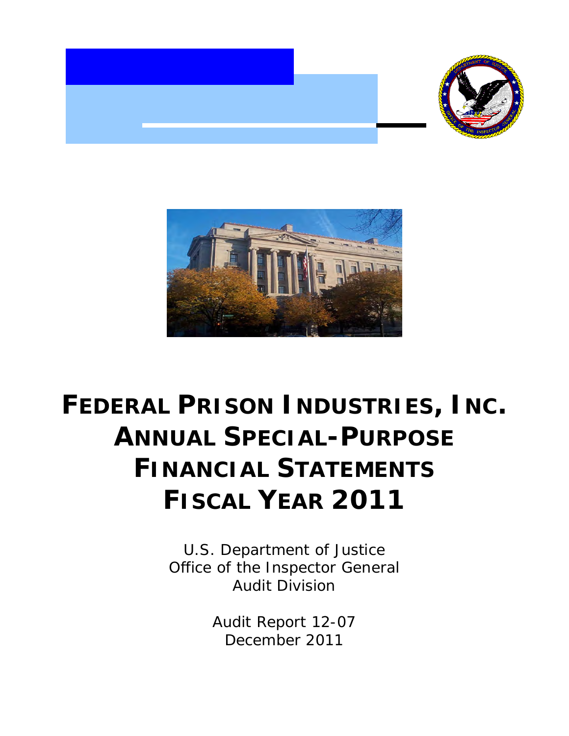# FEDERAL PRISON INDUSTRIES, INC. ANNUAL SPECIAL-PURPOSE FINANCIAL STATEMENTS FISCAL YEAR 2011

U.S. Department of Justice
Office of the Inspector General
Audit Division

Audit Report 12-07
December 2011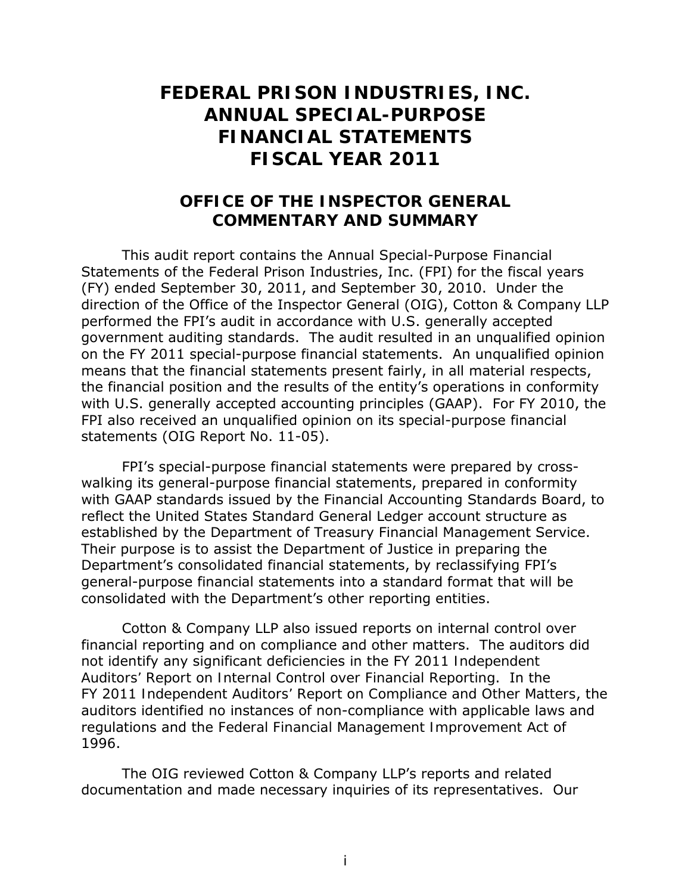# FEDERAL PRISON INDUSTRIES, INC. ANNUAL SPECIAL-PURPOSE FINANCIAL STATEMENTS FISCAL YEAR 2011

## OFFICE OF THE INSPECTOR GENERAL COMMENTARY AND SUMMARY

This audit report contains the Annual Special-Purpose Financial Statements of the Federal Prison Industries, Inc. (FPI) for the fiscal years (FY) ended September 30, 2011, and September 30, 2010. Under the direction of the Office of the Inspector General (OIG), Cotton & Company LLP performed the FPI's audit in accordance with U.S. generally accepted government auditing standards. The audit resulted in an unqualified opinion on the FY 2011 special-purpose financial statements. An unqualified opinion means that the financial statements present fairly, in all material respects, the financial position and the results of the entity's operations in conformity with U.S. generally accepted accounting principles (GAAP). For FY 2010, the FPI also received an unqualified opinion on its special-purpose financial statements (OIG Report No. 11-05).

FPI's special-purpose financial statements were prepared by cross-walking its general-purpose financial statements, prepared in conformity with GAAP standards issued by the Financial Accounting Standards Board, to reflect the United States Standard General Ledger account structure as established by the Department of Treasury Financial Management Service. Their purpose is to assist the Department of Justice in preparing the Department's consolidated financial statements, by reclassifying FPI's general-purpose financial statements into a standard format that will be consolidated with the Department's other reporting entities.

Cotton & Company LLP also issued reports on internal control over financial reporting and on compliance and other matters. The auditors did not identify any significant deficiencies in the FY 2011 Independent Auditors' Report on Internal Control over Financial Reporting. In the FY 2011 Independent Auditors' Report on Compliance and Other Matters, the auditors identified no instances of non-compliance with applicable laws and regulations and the Federal Financial Management Improvement Act of 1996.

The OIG reviewed Cotton & Company LLP's reports and related documentation and made necessary inquiries of its representatives. Our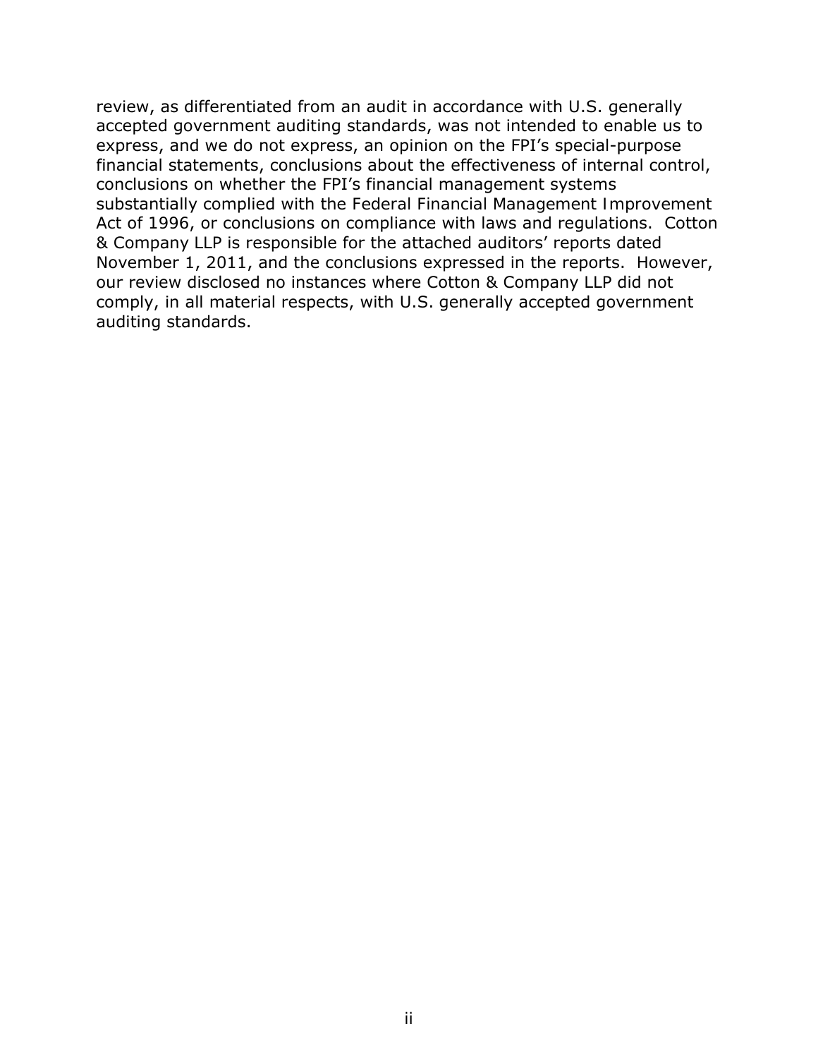review, as differentiated from an audit in accordance with U.S. generally accepted government auditing standards, was not intended to enable us to express, and we do not express, an opinion on the FPI's special-purpose financial statements, conclusions about the effectiveness of internal control, conclusions on whether the FPI's financial management systems substantially complied with the Federal Financial Management Improvement Act of 1996, or conclusions on compliance with laws and regulations. Cotton & Company LLP is responsible for the attached auditors' reports dated November 1, 2011, and the conclusions expressed in the reports. However, our review disclosed no instances where Cotton & Company LLP did not comply, in all material respects, with U.S. generally accepted government auditing standards.